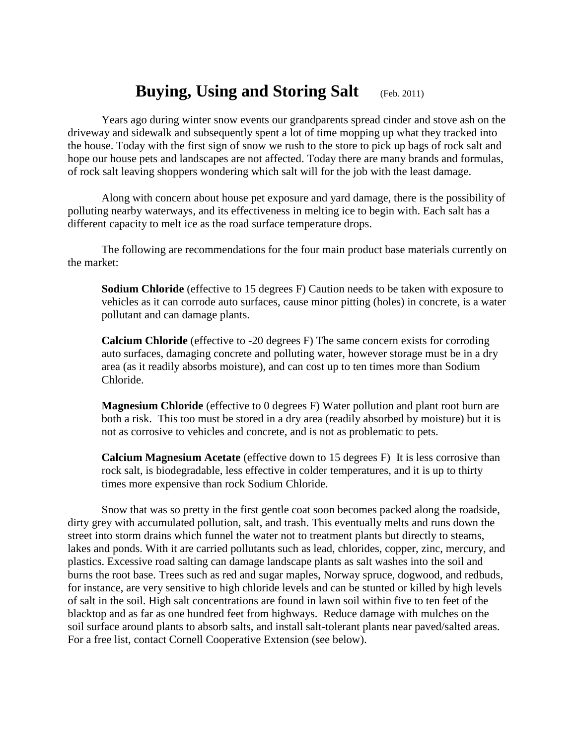# Buying, Using and Storing Salt (Feb. 2011)

Years ago during winter snow events our grandparents spread cinder and stove ash on the driveway and sidewalk and subsequently spent a lot of time mopping up what they tracked into the house. Today with the first sign of snow we rush to the store to pick up bags of rock salt and hope our house pets and landscapes are not affected. Today there are many brands and formulas, of rock salt leaving shoppers wondering which salt will for the job with the least damage.

Along with concern about house pet exposure and yard damage, there is the possibility of polluting nearby waterways, and its effectiveness in melting ice to begin with. Each salt has a different capacity to melt ice as the road surface temperature drops.

The following are recommendations for the four main product base materials currently on the market:

> **Sodium Chloride** (effective to 15 degrees F) Caution needs to be taken with exposure to vehicles as it can corrode auto surfaces, cause minor pitting (holes) in concrete, is a water pollutant and can damage plants.
>
> **Calcium Chloride** (effective to -20 degrees F) The same concern exists for corroding auto surfaces, damaging concrete and polluting water, however storage must be in a dry area (as it readily absorbs moisture), and can cost up to ten times more than Sodium Chloride.
>
> **Magnesium Chloride** (effective to 0 degrees F) Water pollution and plant root burn are both a risk. This too must be stored in a dry area (readily absorbed by moisture) but it is not as corrosive to vehicles and concrete, and is not as problematic to pets.
>
> **Calcium Magnesium Acetate** (effective down to 15 degrees F) It is less corrosive than rock salt, is biodegradable, less effective in colder temperatures, and it is up to thirty times more expensive than rock Sodium Chloride.

Snow that was so pretty in the first gentle coat soon becomes packed along the roadside, dirty grey with accumulated pollution, salt, and trash. This eventually melts and runs down the street into storm drains which funnel the water not to treatment plants but directly to steams, lakes and ponds. With it are carried pollutants such as lead, chlorides, copper, zinc, mercury, and plastics. Excessive road salting can damage landscape plants as salt washes into the soil and burns the root base. Trees such as red and sugar maples, Norway spruce, dogwood, and redbuds, for instance, are very sensitive to high chloride levels and can be stunted or killed by high levels of salt in the soil. High salt concentrations are found in lawn soil within five to ten feet of the blacktop and as far as one hundred feet from highways. Reduce damage with mulches on the soil surface around plants to absorb salts, and install salt-tolerant plants near paved/salted areas. For a free list, contact Cornell Cooperative Extension (see below).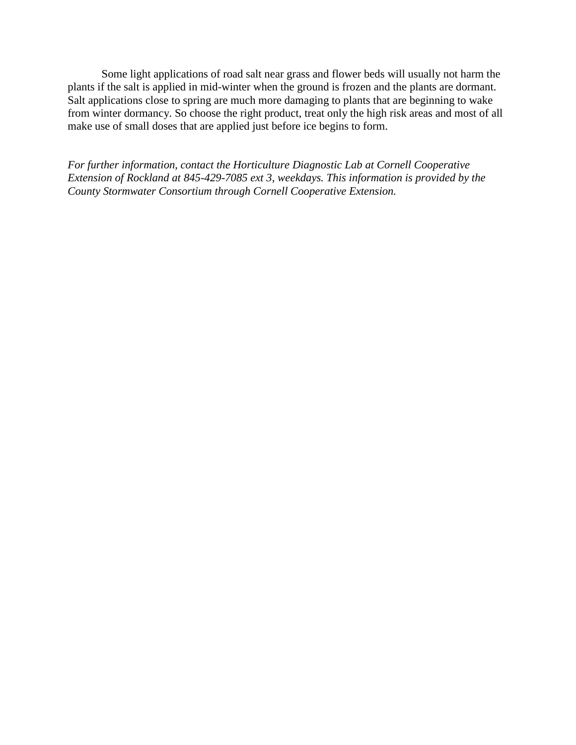Some light applications of road salt near grass and flower beds will usually not harm the plants if the salt is applied in mid-winter when the ground is frozen and the plants are dormant. Salt applications close to spring are much more damaging to plants that are beginning to wake from winter dormancy. So choose the right product, treat only the high risk areas and most of all make use of small doses that are applied just before ice begins to form.

*For further information, contact the Horticulture Diagnostic Lab at Cornell Cooperative Extension of Rockland at 845-429-7085 ext 3, weekdays. This information is provided by the County Stormwater Consortium through Cornell Cooperative Extension.*